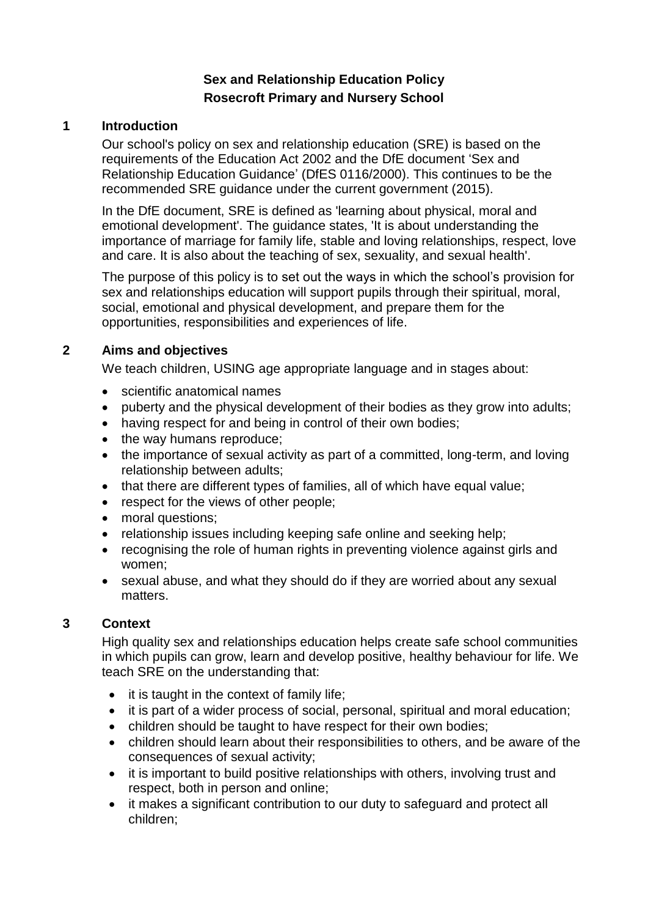# Sex and Relationship Education Policy
# Rosecroft Primary and Nursery School

## 1 Introduction

Our school's policy on sex and relationship education (SRE) is based on the requirements of the Education Act 2002 and the DfE document 'Sex and Relationship Education Guidance' (DfES 0116/2000). This continues to be the recommended SRE guidance under the current government (2015).

In the DfE document, SRE is defined as 'learning about physical, moral and emotional development'. The guidance states, 'It is about understanding the importance of marriage for family life, stable and loving relationships, respect, love and care. It is also about the teaching of sex, sexuality, and sexual health'.

The purpose of this policy is to set out the ways in which the school's provision for sex and relationships education will support pupils through their spiritual, moral, social, emotional and physical development, and prepare them for the opportunities, responsibilities and experiences of life.

## 2 Aims and objectives

We teach children, USING age appropriate language and in stages about:

- scientific anatomical names
- puberty and the physical development of their bodies as they grow into adults;
- having respect for and being in control of their own bodies;
- the way humans reproduce;
- the importance of sexual activity as part of a committed, long-term, and loving relationship between adults;
- that there are different types of families, all of which have equal value;
- respect for the views of other people;
- moral questions;
- relationship issues including keeping safe online and seeking help;
- recognising the role of human rights in preventing violence against girls and women;
- sexual abuse, and what they should do if they are worried about any sexual matters.

## 3 Context

High quality sex and relationships education helps create safe school communities in which pupils can grow, learn and develop positive, healthy behaviour for life. We teach SRE on the understanding that:

- it is taught in the context of family life;
- it is part of a wider process of social, personal, spiritual and moral education;
- children should be taught to have respect for their own bodies;
- children should learn about their responsibilities to others, and be aware of the consequences of sexual activity;
- it is important to build positive relationships with others, involving trust and respect, both in person and online;
- it makes a significant contribution to our duty to safeguard and protect all children;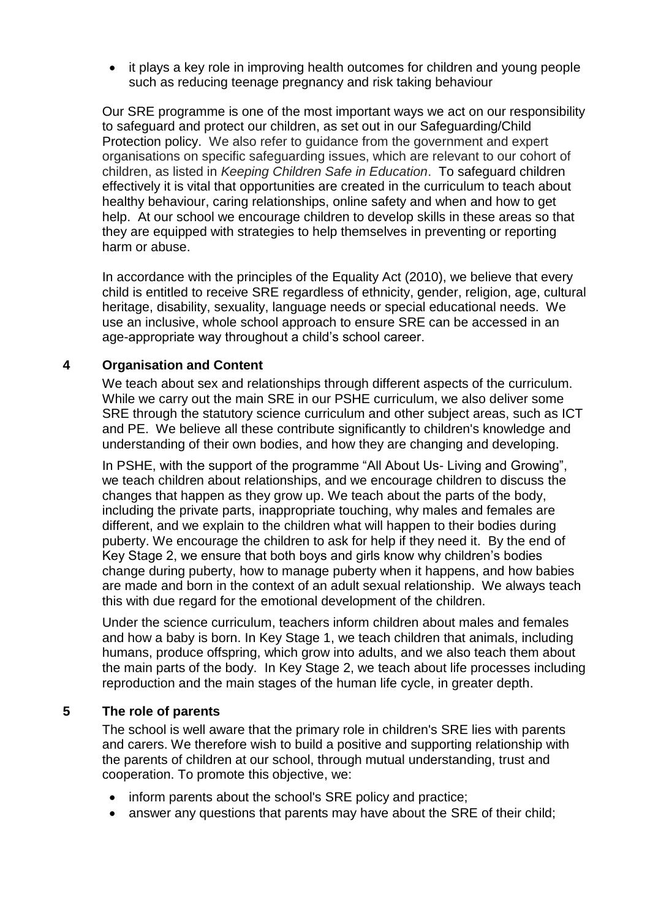- it plays a key role in improving health outcomes for children and young people such as reducing teenage pregnancy and risk taking behaviour

Our SRE programme is one of the most important ways we act on our responsibility to safeguard and protect our children, as set out in our Safeguarding/Child Protection policy. We also refer to guidance from the government and expert organisations on specific safeguarding issues, which are relevant to our cohort of children, as listed in *Keeping Children Safe in Education*. To safeguard children effectively it is vital that opportunities are created in the curriculum to teach about healthy behaviour, caring relationships, online safety and when and how to get help. At our school we encourage children to develop skills in these areas so that they are equipped with strategies to help themselves in preventing or reporting harm or abuse.

In accordance with the principles of the Equality Act (2010), we believe that every child is entitled to receive SRE regardless of ethnicity, gender, religion, age, cultural heritage, disability, sexuality, language needs or special educational needs. We use an inclusive, whole school approach to ensure SRE can be accessed in an age-appropriate way throughout a child's school career.

## 4 Organisation and Content

We teach about sex and relationships through different aspects of the curriculum. While we carry out the main SRE in our PSHE curriculum, we also deliver some SRE through the statutory science curriculum and other subject areas, such as ICT and PE. We believe all these contribute significantly to children's knowledge and understanding of their own bodies, and how they are changing and developing.

In PSHE, with the support of the programme "All About Us- Living and Growing", we teach children about relationships, and we encourage children to discuss the changes that happen as they grow up. We teach about the parts of the body, including the private parts, inappropriate touching, why males and females are different, and we explain to the children what will happen to their bodies during puberty. We encourage the children to ask for help if they need it. By the end of Key Stage 2, we ensure that both boys and girls know why children's bodies change during puberty, how to manage puberty when it happens, and how babies are made and born in the context of an adult sexual relationship. We always teach this with due regard for the emotional development of the children.

Under the science curriculum, teachers inform children about males and females and how a baby is born. In Key Stage 1, we teach children that animals, including humans, produce offspring, which grow into adults, and we also teach them about the main parts of the body. In Key Stage 2, we teach about life processes including reproduction and the main stages of the human life cycle, in greater depth.

## 5 The role of parents

The school is well aware that the primary role in children's SRE lies with parents and carers. We therefore wish to build a positive and supporting relationship with the parents of children at our school, through mutual understanding, trust and cooperation. To promote this objective, we:

- inform parents about the school's SRE policy and practice;
- answer any questions that parents may have about the SRE of their child;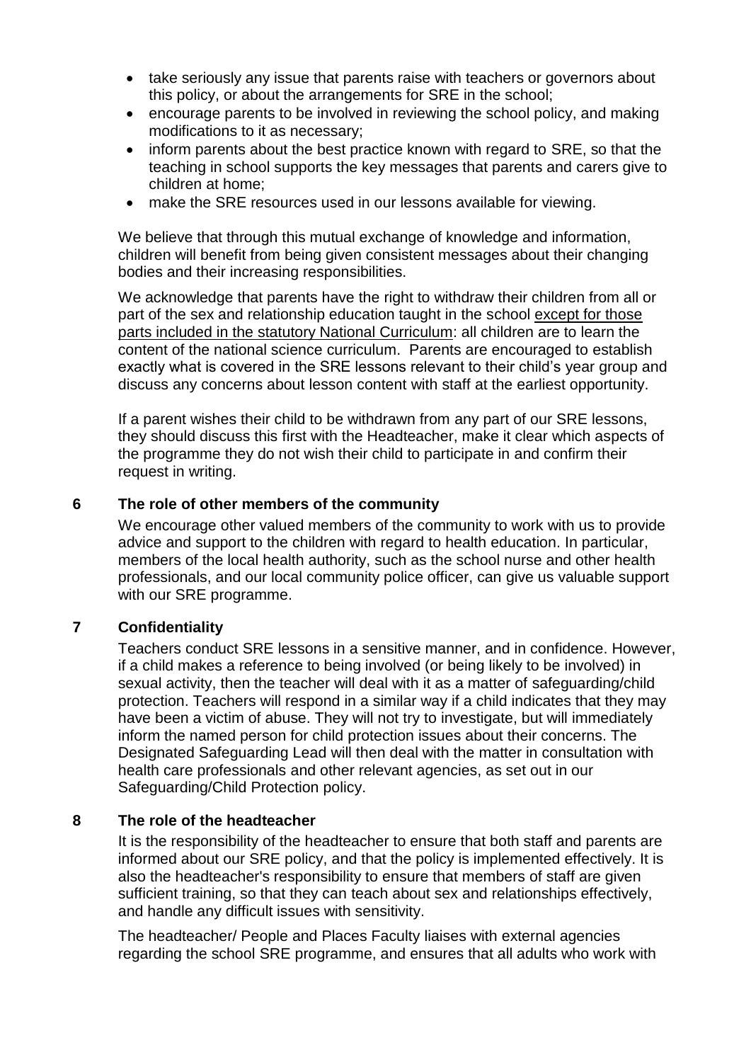- take seriously any issue that parents raise with teachers or governors about this policy, or about the arrangements for SRE in the school;
- encourage parents to be involved in reviewing the school policy, and making modifications to it as necessary;
- inform parents about the best practice known with regard to SRE, so that the teaching in school supports the key messages that parents and carers give to children at home;
- make the SRE resources used in our lessons available for viewing.

We believe that through this mutual exchange of knowledge and information, children will benefit from being given consistent messages about their changing bodies and their increasing responsibilities.

We acknowledge that parents have the right to withdraw their children from all or part of the sex and relationship education taught in the school <u>except for those parts included in the statutory National Curriculum</u>: all children are to learn the content of the national science curriculum. Parents are encouraged to establish exactly what is covered in the SRE lessons relevant to their child's year group and discuss any concerns about lesson content with staff at the earliest opportunity.

If a parent wishes their child to be withdrawn from any part of our SRE lessons, they should discuss this first with the Headteacher, make it clear which aspects of the programme they do not wish their child to participate in and confirm their request in writing.

## 6 The role of other members of the community

We encourage other valued members of the community to work with us to provide advice and support to the children with regard to health education. In particular, members of the local health authority, such as the school nurse and other health professionals, and our local community police officer, can give us valuable support with our SRE programme.

## 7 Confidentiality

Teachers conduct SRE lessons in a sensitive manner, and in confidence. However, if a child makes a reference to being involved (or being likely to be involved) in sexual activity, then the teacher will deal with it as a matter of safeguarding/child protection. Teachers will respond in a similar way if a child indicates that they may have been a victim of abuse. They will not try to investigate, but will immediately inform the named person for child protection issues about their concerns. The Designated Safeguarding Lead will then deal with the matter in consultation with health care professionals and other relevant agencies, as set out in our Safeguarding/Child Protection policy.

## 8 The role of the headteacher

It is the responsibility of the headteacher to ensure that both staff and parents are informed about our SRE policy, and that the policy is implemented effectively. It is also the headteacher's responsibility to ensure that members of staff are given sufficient training, so that they can teach about sex and relationships effectively, and handle any difficult issues with sensitivity.

The headteacher/ People and Places Faculty liaises with external agencies regarding the school SRE programme, and ensures that all adults who work with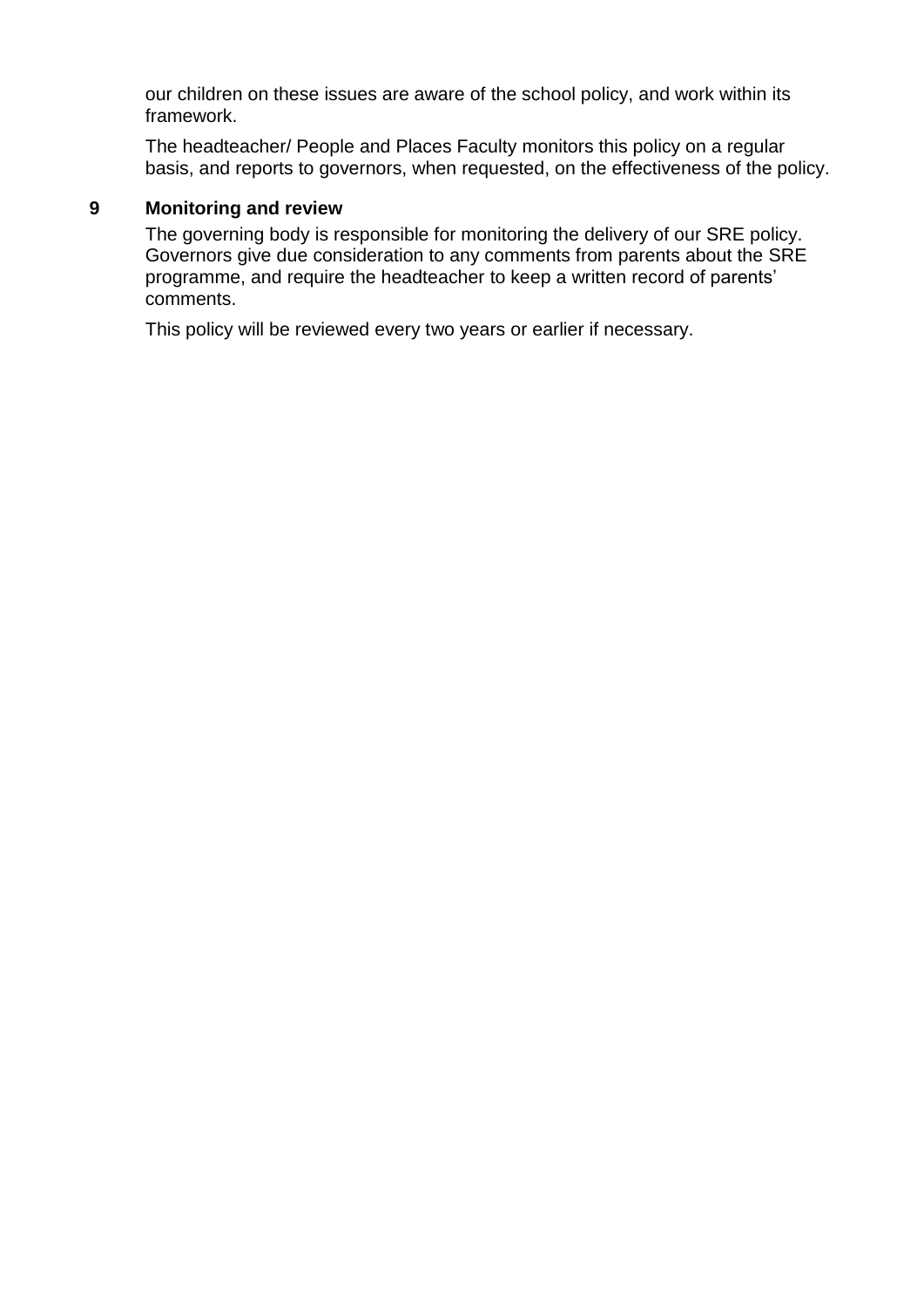our children on these issues are aware of the school policy, and work within its framework.

The headteacher/ People and Places Faculty monitors this policy on a regular basis, and reports to governors, when requested, on the effectiveness of the policy.

## 9 Monitoring and review

The governing body is responsible for monitoring the delivery of our SRE policy. Governors give due consideration to any comments from parents about the SRE programme, and require the headteacher to keep a written record of parents' comments.

This policy will be reviewed every two years or earlier if necessary.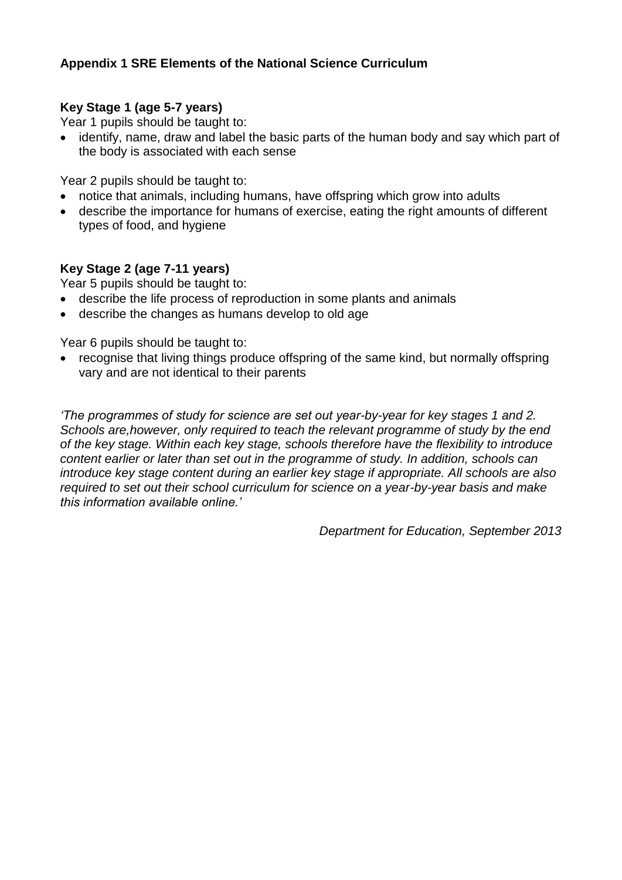## Appendix 1 SRE Elements of the National Science Curriculum

### Key Stage 1 (age 5-7 years)

Year 1 pupils should be taught to:

- identify, name, draw and label the basic parts of the human body and say which part of the body is associated with each sense

Year 2 pupils should be taught to:

- notice that animals, including humans, have offspring which grow into adults
- describe the importance for humans of exercise, eating the right amounts of different types of food, and hygiene

### Key Stage 2 (age 7-11 years)

Year 5 pupils should be taught to:

- describe the life process of reproduction in some plants and animals
- describe the changes as humans develop to old age

Year 6 pupils should be taught to:

- recognise that living things produce offspring of the same kind, but normally offspring vary and are not identical to their parents

*'The programmes of study for science are set out year-by-year for key stages 1 and 2. Schools are,however, only required to teach the relevant programme of study by the end of the key stage. Within each key stage, schools therefore have the flexibility to introduce content earlier or later than set out in the programme of study. In addition, schools can introduce key stage content during an earlier key stage if appropriate. All schools are also required to set out their school curriculum for science on a year-by-year basis and make this information available online.'*

*Department for Education, September 2013*